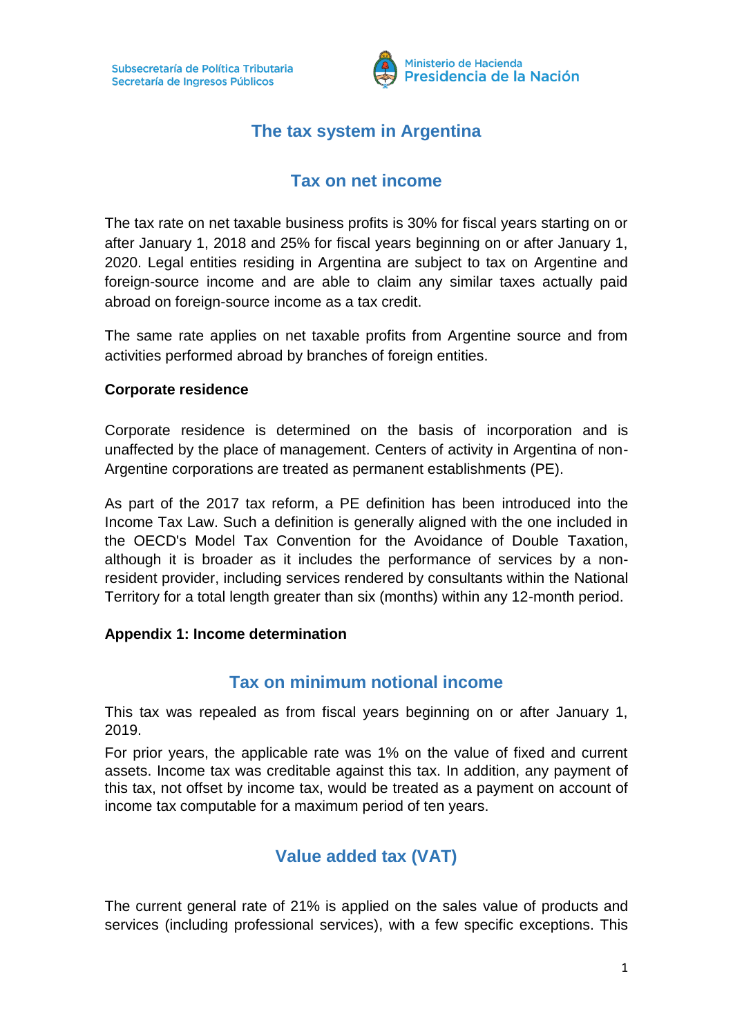Subsecretaría de Política Tributaria
Secretaría de Ingresos Públicos

Ministerio de Hacienda
Presidencia de la Nación

# The tax system in Argentina

## Tax on net income

The tax rate on net taxable business profits is 30% for fiscal years starting on or after January 1, 2018 and 25% for fiscal years beginning on or after January 1, 2020. Legal entities residing in Argentina are subject to tax on Argentine and foreign-source income and are able to claim any similar taxes actually paid abroad on foreign-source income as a tax credit.

The same rate applies on net taxable profits from Argentine source and from activities performed abroad by branches of foreign entities.

**Corporate residence**

Corporate residence is determined on the basis of incorporation and is unaffected by the place of management. Centers of activity in Argentina of non-Argentine corporations are treated as permanent establishments (PE).

As part of the 2017 tax reform, a PE definition has been introduced into the Income Tax Law. Such a definition is generally aligned with the one included in the OECD's Model Tax Convention for the Avoidance of Double Taxation, although it is broader as it includes the performance of services by a non-resident provider, including services rendered by consultants within the National Territory for a total length greater than six (months) within any 12-month period.

**Appendix 1: Income determination**

## Tax on minimum notional income

This tax was repealed as from fiscal years beginning on or after January 1, 2019.

For prior years, the applicable rate was 1% on the value of fixed and current assets. Income tax was creditable against this tax. In addition, any payment of this tax, not offset by income tax, would be treated as a payment on account of income tax computable for a maximum period of ten years.

## Value added tax (VAT)

The current general rate of 21% is applied on the sales value of products and services (including professional services), with a few specific exceptions. This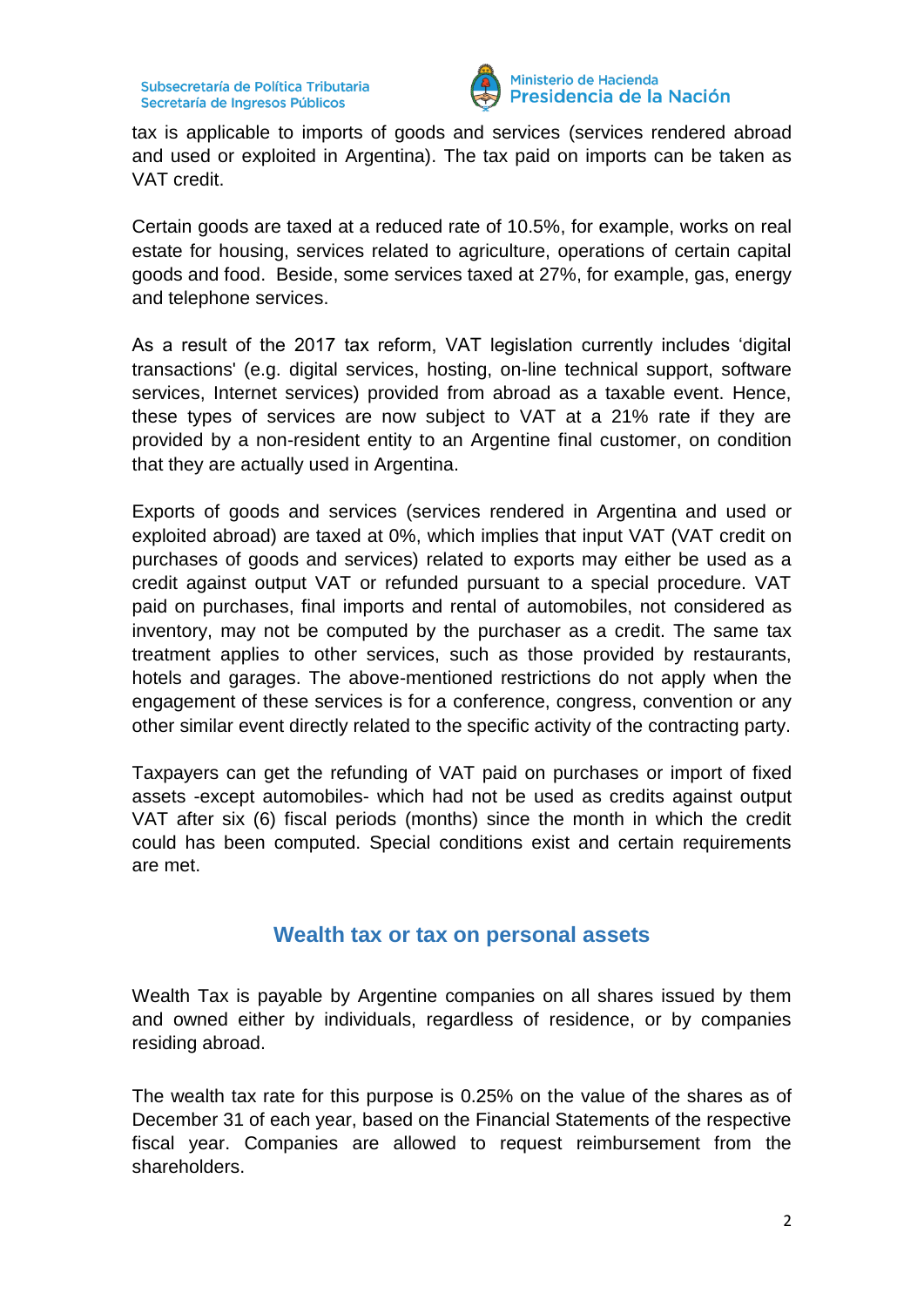tax is applicable to imports of goods and services (services rendered abroad and used or exploited in Argentina). The tax paid on imports can be taken as VAT credit.

Certain goods are taxed at a reduced rate of 10.5%, for example, works on real estate for housing, services related to agriculture, operations of certain capital goods and food. Beside, some services taxed at 27%, for example, gas, energy and telephone services.

As a result of the 2017 tax reform, VAT legislation currently includes 'digital transactions' (e.g. digital services, hosting, on-line technical support, software services, Internet services) provided from abroad as a taxable event. Hence, these types of services are now subject to VAT at a 21% rate if they are provided by a non-resident entity to an Argentine final customer, on condition that they are actually used in Argentina.

Exports of goods and services (services rendered in Argentina and used or exploited abroad) are taxed at 0%, which implies that input VAT (VAT credit on purchases of goods and services) related to exports may either be used as a credit against output VAT or refunded pursuant to a special procedure. VAT paid on purchases, final imports and rental of automobiles, not considered as inventory, may not be computed by the purchaser as a credit. The same tax treatment applies to other services, such as those provided by restaurants, hotels and garages. The above-mentioned restrictions do not apply when the engagement of these services is for a conference, congress, convention or any other similar event directly related to the specific activity of the contracting party.

Taxpayers can get the refunding of VAT paid on purchases or import of fixed assets -except automobiles- which had not be used as credits against output VAT after six (6) fiscal periods (months) since the month in which the credit could has been computed. Special conditions exist and certain requirements are met.

## Wealth tax or tax on personal assets

Wealth Tax is payable by Argentine companies on all shares issued by them and owned either by individuals, regardless of residence, or by companies residing abroad.

The wealth tax rate for this purpose is 0.25% on the value of the shares as of December 31 of each year, based on the Financial Statements of the respective fiscal year. Companies are allowed to request reimbursement from the shareholders.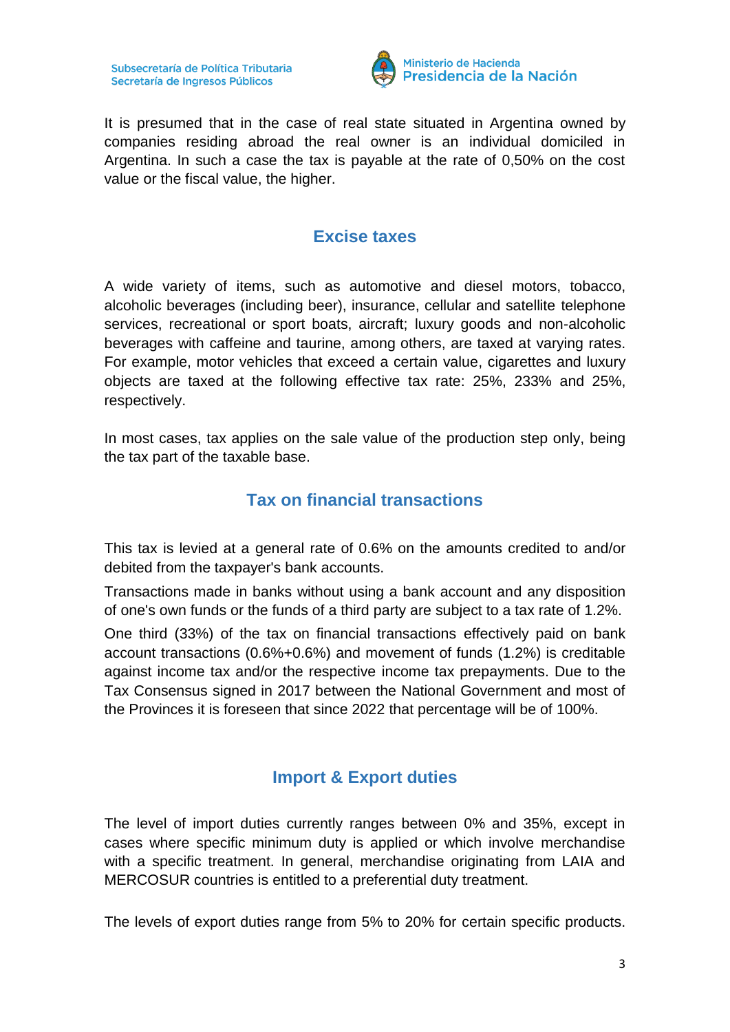It is presumed that in the case of real state situated in Argentina owned by companies residing abroad the real owner is an individual domiciled in Argentina. In such a case the tax is payable at the rate of 0,50% on the cost value or the fiscal value, the higher.

## Excise taxes

A wide variety of items, such as automotive and diesel motors, tobacco, alcoholic beverages (including beer), insurance, cellular and satellite telephone services, recreational or sport boats, aircraft; luxury goods and non-alcoholic beverages with caffeine and taurine, among others, are taxed at varying rates. For example, motor vehicles that exceed a certain value, cigarettes and luxury objects are taxed at the following effective tax rate: 25%, 233% and 25%, respectively.

In most cases, tax applies on the sale value of the production step only, being the tax part of the taxable base.

## Tax on financial transactions

This tax is levied at a general rate of 0.6% on the amounts credited to and/or debited from the taxpayer's bank accounts.

Transactions made in banks without using a bank account and any disposition of one's own funds or the funds of a third party are subject to a tax rate of 1.2%.

One third (33%) of the tax on financial transactions effectively paid on bank account transactions (0.6%+0.6%) and movement of funds (1.2%) is creditable against income tax and/or the respective income tax prepayments. Due to the Tax Consensus signed in 2017 between the National Government and most of the Provinces it is foreseen that since 2022 that percentage will be of 100%.

## Import & Export duties

The level of import duties currently ranges between 0% and 35%, except in cases where specific minimum duty is applied or which involve merchandise with a specific treatment. In general, merchandise originating from LAIA and MERCOSUR countries is entitled to a preferential duty treatment.

The levels of export duties range from 5% to 20% for certain specific products.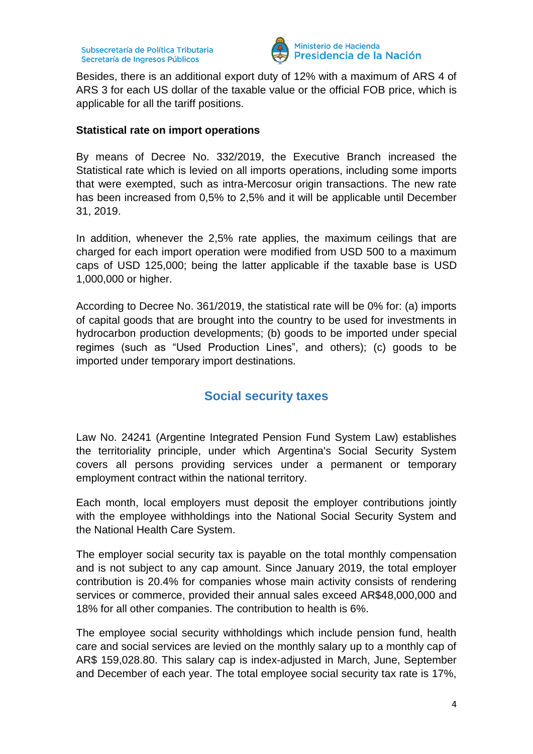Besides, there is an additional export duty of 12% with a maximum of ARS 4 of ARS 3 for each US dollar of the taxable value or the official FOB price, which is applicable for all the tariff positions.

**Statistical rate on import operations**

By means of Decree No. 332/2019, the Executive Branch increased the Statistical rate which is levied on all imports operations, including some imports that were exempted, such as intra-Mercosur origin transactions. The new rate has been increased from 0,5% to 2,5% and it will be applicable until December 31, 2019.

In addition, whenever the 2,5% rate applies, the maximum ceilings that are charged for each import operation were modified from USD 500 to a maximum caps of USD 125,000; being the latter applicable if the taxable base is USD 1,000,000 or higher.

According to Decree No. 361/2019, the statistical rate will be 0% for: (a) imports of capital goods that are brought into the country to be used for investments in hydrocarbon production developments; (b) goods to be imported under special regimes (such as "Used Production Lines", and others); (c) goods to be imported under temporary import destinations.

## Social security taxes

Law No. 24241 (Argentine Integrated Pension Fund System Law) establishes the territoriality principle, under which Argentina's Social Security System covers all persons providing services under a permanent or temporary employment contract within the national territory.

Each month, local employers must deposit the employer contributions jointly with the employee withholdings into the National Social Security System and the National Health Care System.

The employer social security tax is payable on the total monthly compensation and is not subject to any cap amount. Since January 2019, the total employer contribution is 20.4% for companies whose main activity consists of rendering services or commerce, provided their annual sales exceed AR$48,000,000 and 18% for all other companies. The contribution to health is 6%.

The employee social security withholdings which include pension fund, health care and social services are levied on the monthly salary up to a monthly cap of AR$ 159,028.80. This salary cap is index-adjusted in March, June, September and December of each year. The total employee social security tax rate is 17%,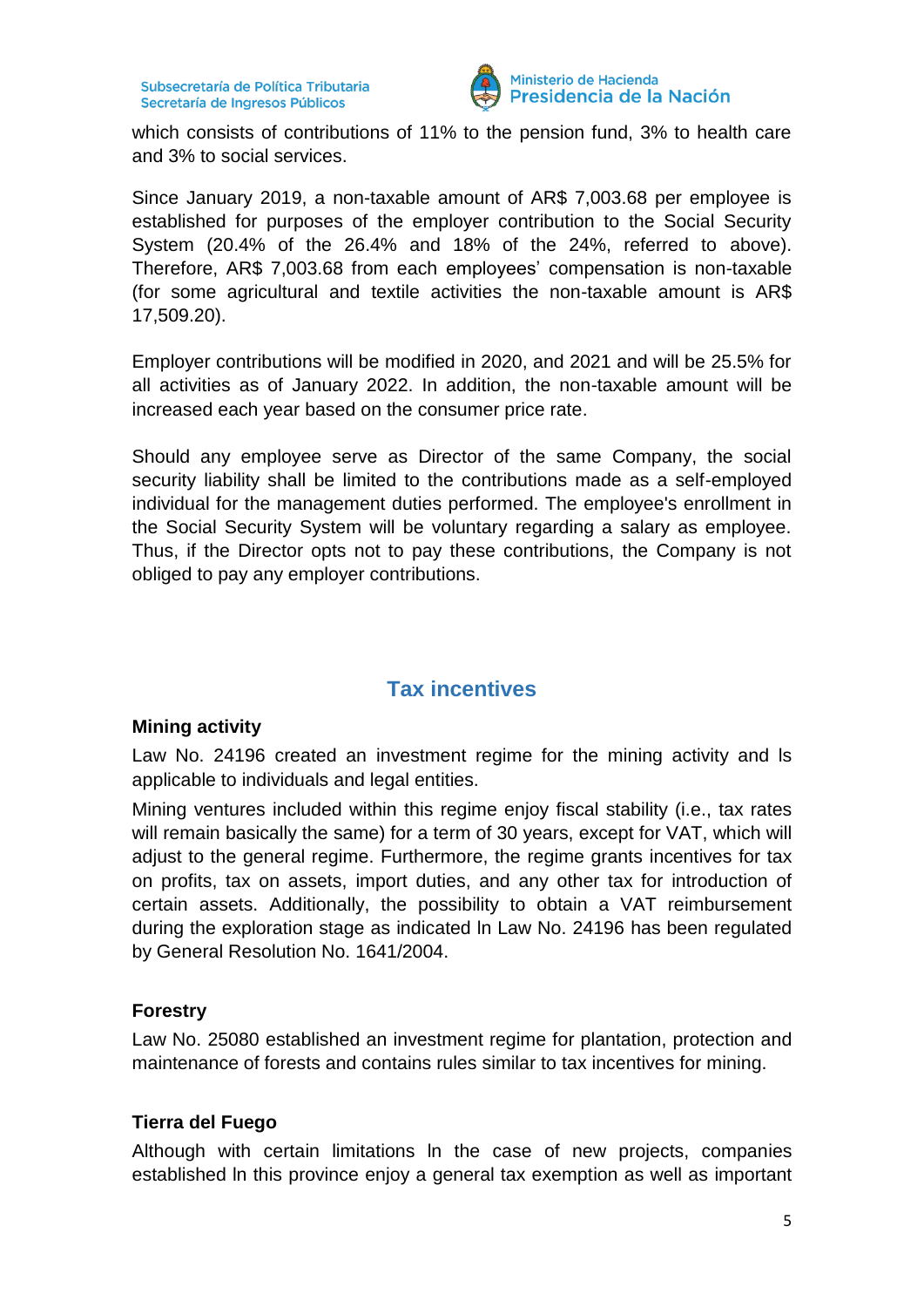which consists of contributions of 11% to the pension fund, 3% to health care and 3% to social services.

Since January 2019, a non-taxable amount of AR$ 7,003.68 per employee is established for purposes of the employer contribution to the Social Security System (20.4% of the 26.4% and 18% of the 24%, referred to above). Therefore, AR$ 7,003.68 from each employees' compensation is non-taxable (for some agricultural and textile activities the non-taxable amount is AR$ 17,509.20).

Employer contributions will be modified in 2020, and 2021 and will be 25.5% for all activities as of January 2022. In addition, the non-taxable amount will be increased each year based on the consumer price rate.

Should any employee serve as Director of the same Company, the social security liability shall be limited to the contributions made as a self-employed individual for the management duties performed. The employee's enrollment in the Social Security System will be voluntary regarding a salary as employee. Thus, if the Director opts not to pay these contributions, the Company is not obliged to pay any employer contributions.

## Tax incentives

**Mining activity**

Law No. 24196 created an investment regime for the mining activity and Is applicable to individuals and legal entities.

Mining ventures included within this regime enjoy fiscal stability (i.e., tax rates will remain basically the same) for a term of 30 years, except for VAT, which will adjust to the general regime. Furthermore, the regime grants incentives for tax on profits, tax on assets, import duties, and any other tax for introduction of certain assets. Additionally, the possibility to obtain a VAT reimbursement during the exploration stage as indicated In Law No. 24196 has been regulated by General Resolution No. 1641/2004.

**Forestry**

Law No. 25080 established an investment regime for plantation, protection and maintenance of forests and contains rules similar to tax incentives for mining.

**Tierra del Fuego**

Although with certain limitations In the case of new projects, companies established In this province enjoy a general tax exemption as well as important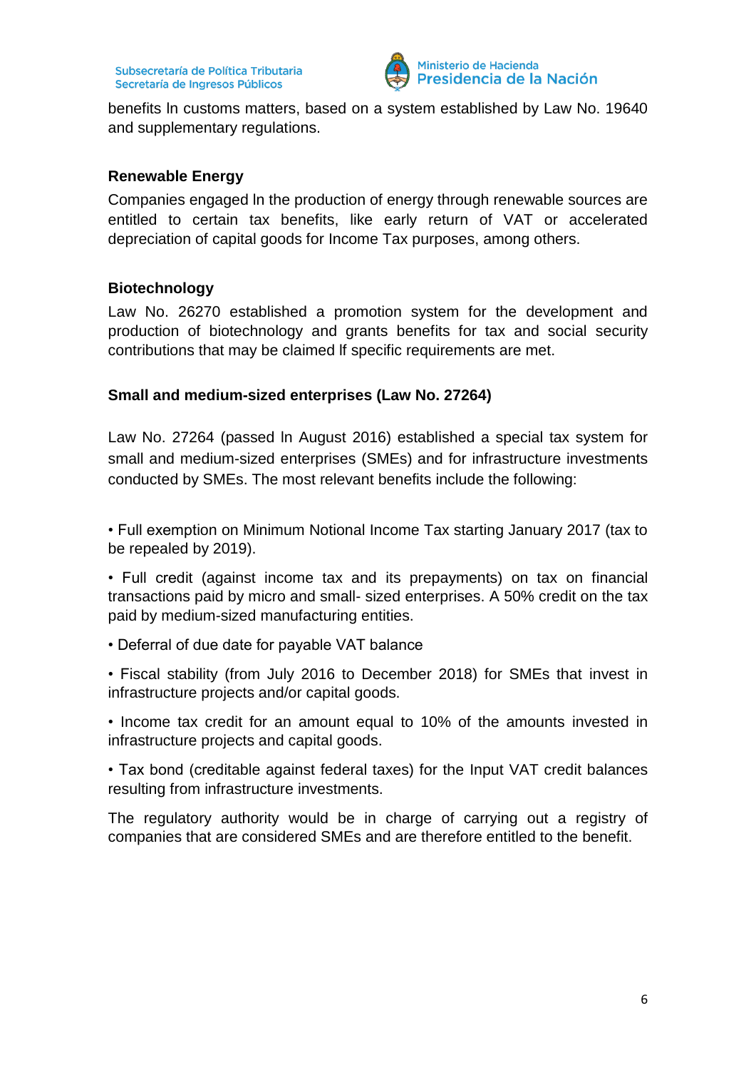benefits In customs matters, based on a system established by Law No. 19640 and supplementary regulations.

### Renewable Energy

Companies engaged In the production of energy through renewable sources are entitled to certain tax benefits, like early return of VAT or accelerated depreciation of capital goods for Income Tax purposes, among others.

### Biotechnology

Law No. 26270 established a promotion system for the development and production of biotechnology and grants benefits for tax and social security contributions that may be claimed If specific requirements are met.

### Small and medium-sized enterprises (Law No. 27264)

Law No. 27264 (passed In August 2016) established a special tax system for small and medium-sized enterprises (SMEs) and for infrastructure investments conducted by SMEs. The most relevant benefits include the following:

- Full exemption on Minimum Notional Income Tax starting January 2017 (tax to be repealed by 2019).
- Full credit (against income tax and its prepayments) on tax on financial transactions paid by micro and small- sized enterprises. A 50% credit on the tax paid by medium-sized manufacturing entities.
- Deferral of due date for payable VAT balance
- Fiscal stability (from July 2016 to December 2018) for SMEs that invest in infrastructure projects and/or capital goods.
- Income tax credit for an amount equal to 10% of the amounts invested in infrastructure projects and capital goods.
- Tax bond (creditable against federal taxes) for the Input VAT credit balances resulting from infrastructure investments.

The regulatory authority would be in charge of carrying out a registry of companies that are considered SMEs and are therefore entitled to the benefit.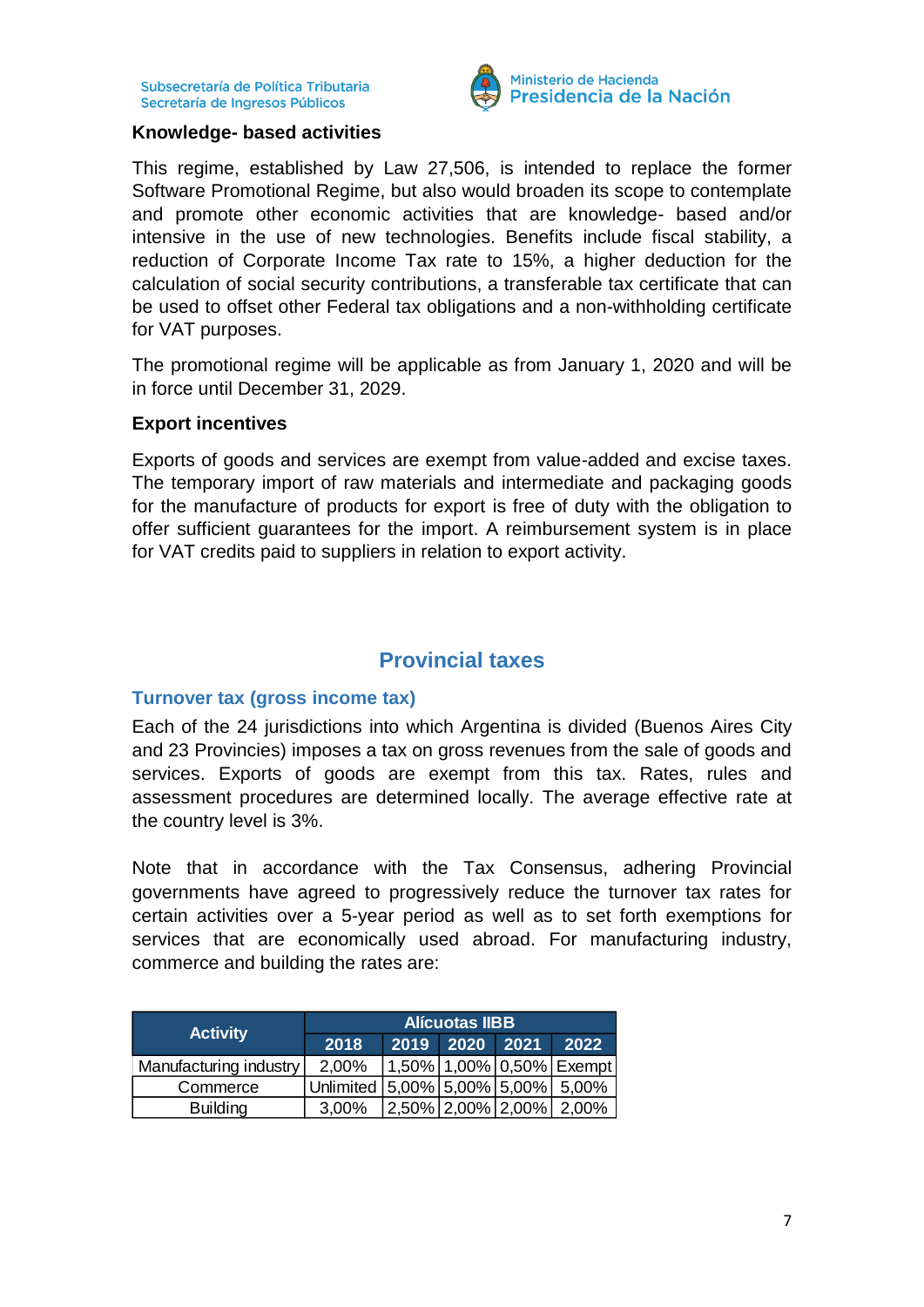**Knowledge- based activities**

This regime, established by Law 27,506, is intended to replace the former Software Promotional Regime, but also would broaden its scope to contemplate and promote other economic activities that are knowledge- based and/or intensive in the use of new technologies. Benefits include fiscal stability, a reduction of Corporate Income Tax rate to 15%, a higher deduction for the calculation of social security contributions, a transferable tax certificate that can be used to offset other Federal tax obligations and a non-withholding certificate for VAT purposes.

The promotional regime will be applicable as from January 1, 2020 and will be in force until December 31, 2029.

**Export incentives**

Exports of goods and services are exempt from value-added and excise taxes. The temporary import of raw materials and intermediate and packaging goods for the manufacture of products for export is free of duty with the obligation to offer sufficient guarantees for the import. A reimbursement system is in place for VAT credits paid to suppliers in relation to export activity.

## Provincial taxes

### Turnover tax (gross income tax)

Each of the 24 jurisdictions into which Argentina is divided (Buenos Aires City and 23 Provincies) imposes a tax on gross revenues from the sale of goods and services. Exports of goods are exempt from this tax. Rates, rules and assessment procedures are determined locally. The average effective rate at the country level is 3%.

Note that in accordance with the Tax Consensus, adhering Provincial governments have agreed to progressively reduce the turnover tax rates for certain activities over a 5-year period as well as to set forth exemptions for services that are economically used abroad. For manufacturing industry, commerce and building the rates are:

| Activity | Alícuotas IIBB | | | | |
|---|---|---|---|---|---|
| | 2018 | 2019 | 2020 | 2021 | 2022 |
| Manufacturing industry | 2,00% | 1,50% | 1,00% | 0,50% | Exempt |
| Commerce | Unlimited | 5,00% | 5,00% | 5,00% | 5,00% |
| Building | 3,00% | 2,50% | 2,00% | 2,00% | 2,00% |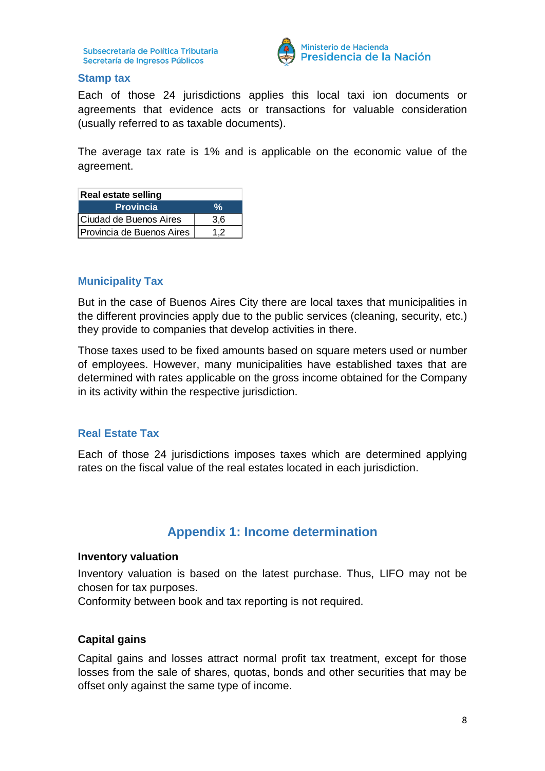### Stamp tax

Each of those 24 jurisdictions applies this local taxi ion documents or agreements that evidence acts or transactions for valuable consideration (usually referred to as taxable documents).

The average tax rate is 1% and is applicable on the economic value of the agreement.

| Real estate selling | |
|---|---|
| **Provincia** | **%** |
| Ciudad de Buenos Aires | 3,6 |
| Provincia de Buenos Aires | 1,2 |

### Municipality Tax

But in the case of Buenos Aires City there are local taxes that municipalities in the different provinces apply due to the public services (cleaning, security, etc.) they provide to companies that develop activities in there.

Those taxes used to be fixed amounts based on square meters used or number of employees. However, many municipalities have established taxes that are determined with rates applicable on the gross income obtained for the Company in its activity within the respective jurisdiction.

### Real Estate Tax

Each of those 24 jurisdictions imposes taxes which are determined applying rates on the fiscal value of the real estates located in each jurisdiction.

## Appendix 1: Income determination

**Inventory valuation**

Inventory valuation is based on the latest purchase. Thus, LIFO may not be chosen for tax purposes.
Conformity between book and tax reporting is not required.

**Capital gains**

Capital gains and losses attract normal profit tax treatment, except for those losses from the sale of shares, quotas, bonds and other securities that may be offset only against the same type of income.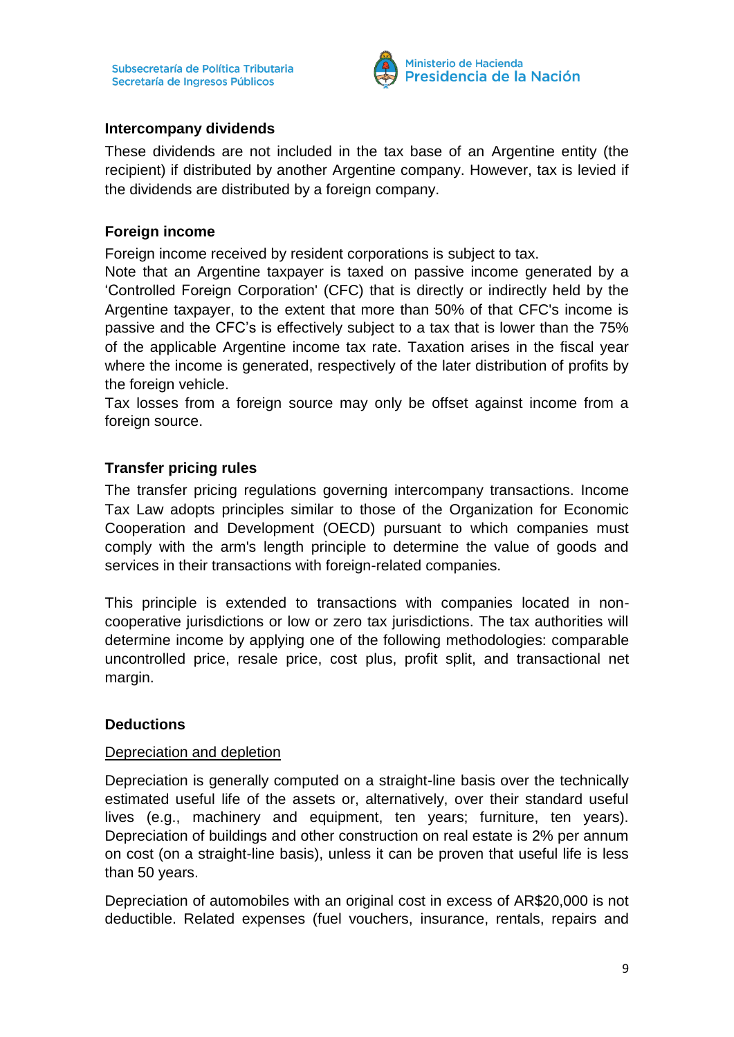### Intercompany dividends

These dividends are not included in the tax base of an Argentine entity (the recipient) if distributed by another Argentine company. However, tax is levied if the dividends are distributed by a foreign company.

### Foreign income

Foreign income received by resident corporations is subject to tax.
Note that an Argentine taxpayer is taxed on passive income generated by a 'Controlled Foreign Corporation' (CFC) that is directly or indirectly held by the Argentine taxpayer, to the extent that more than 50% of that CFC's income is passive and the CFC's is effectively subject to a tax that is lower than the 75% of the applicable Argentine income tax rate. Taxation arises in the fiscal year where the income is generated, respectively of the later distribution of profits by the foreign vehicle.
Tax losses from a foreign source may only be offset against income from a foreign source.

### Transfer pricing rules

The transfer pricing regulations governing intercompany transactions. Income Tax Law adopts principles similar to those of the Organization for Economic Cooperation and Development (OECD) pursuant to which companies must comply with the arm's length principle to determine the value of goods and services in their transactions with foreign-related companies.

This principle is extended to transactions with companies located in non-cooperative jurisdictions or low or zero tax jurisdictions. The tax authorities will determine income by applying one of the following methodologies: comparable uncontrolled price, resale price, cost plus, profit split, and transactional net margin.

### Deductions

<u>Depreciation and depletion</u>

Depreciation is generally computed on a straight-line basis over the technically estimated useful life of the assets or, alternatively, over their standard useful lives (e.g., machinery and equipment, ten years; furniture, ten years). Depreciation of buildings and other construction on real estate is 2% per annum on cost (on a straight-line basis), unless it can be proven that useful life is less than 50 years.

Depreciation of automobiles with an original cost in excess of AR$20,000 is not deductible. Related expenses (fuel vouchers, insurance, rentals, repairs and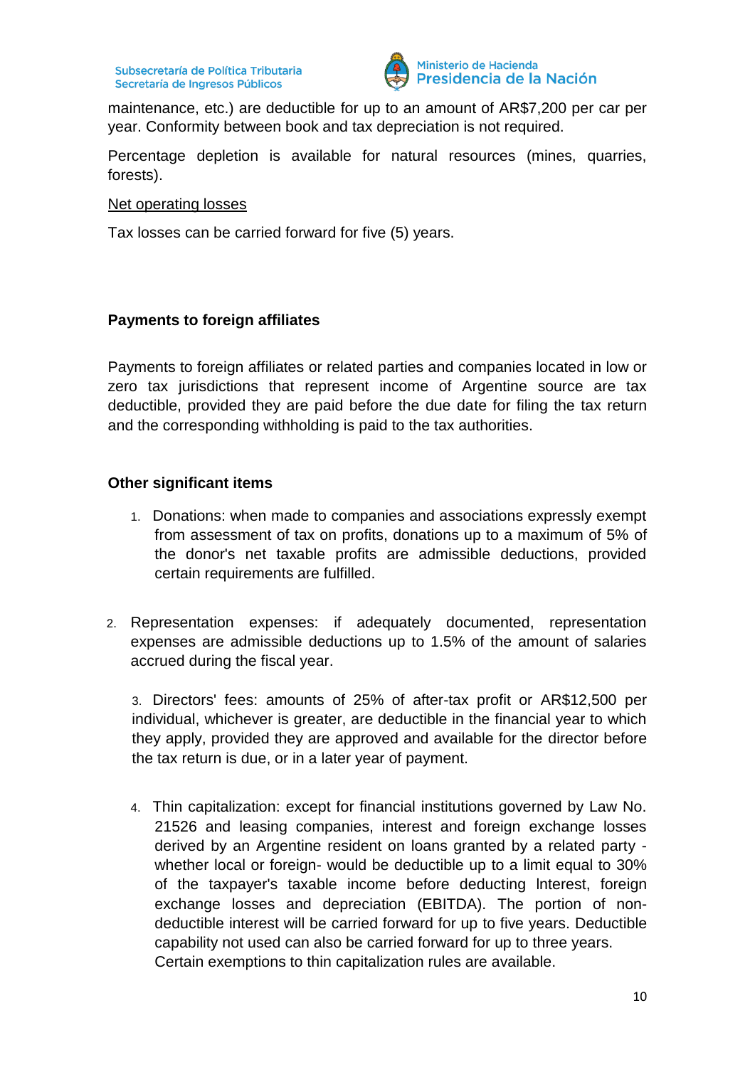maintenance, etc.) are deductible for up to an amount of AR$7,200 per car per year. Conformity between book and tax depreciation is not required.

Percentage depletion is available for natural resources (mines, quarries, forests).

<u>Net operating losses</u>

Tax losses can be carried forward for five (5) years.

**Payments to foreign affiliates**

Payments to foreign affiliates or related parties and companies located in low or zero tax jurisdictions that represent income of Argentine source are tax deductible, provided they are paid before the due date for filing the tax return and the corresponding withholding is paid to the tax authorities.

**Other significant items**

1. Donations: when made to companies and associations expressly exempt from assessment of tax on profits, donations up to a maximum of 5% of the donor's net taxable profits are admissible deductions, provided certain requirements are fulfilled.

2. Representation expenses: if adequately documented, representation expenses are admissible deductions up to 1.5% of the amount of salaries accrued during the fiscal year.

3. Directors' fees: amounts of 25% of after-tax profit or AR$12,500 per individual, whichever is greater, are deductible in the financial year to which they apply, provided they are approved and available for the director before the tax return is due, or in a later year of payment.

4. Thin capitalization: except for financial institutions governed by Law No. 21526 and leasing companies, interest and foreign exchange losses derived by an Argentine resident on loans granted by a related party - whether local or foreign- would be deductible up to a limit equal to 30% of the taxpayer's taxable income before deducting Interest, foreign exchange losses and depreciation (EBITDA). The portion of non-deductible interest will be carried forward for up to five years. Deductible capability not used can also be carried forward for up to three years. Certain exemptions to thin capitalization rules are available.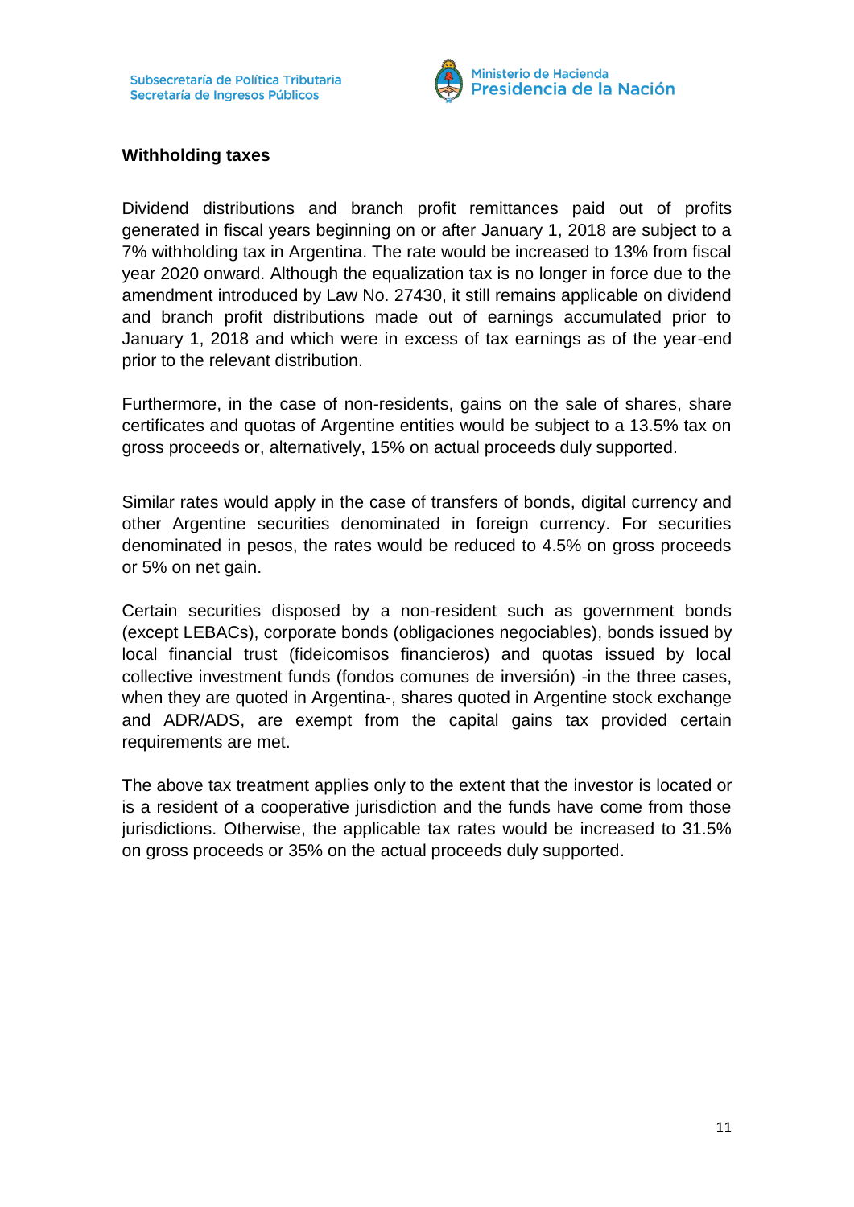**Withholding taxes**

Dividend distributions and branch profit remittances paid out of profits generated in fiscal years beginning on or after January 1, 2018 are subject to a 7% withholding tax in Argentina. The rate would be increased to 13% from fiscal year 2020 onward. Although the equalization tax is no longer in force due to the amendment introduced by Law No. 27430, it still remains applicable on dividend and branch profit distributions made out of earnings accumulated prior to January 1, 2018 and which were in excess of tax earnings as of the year-end prior to the relevant distribution.

Furthermore, in the case of non-residents, gains on the sale of shares, share certificates and quotas of Argentine entities would be subject to a 13.5% tax on gross proceeds or, alternatively, 15% on actual proceeds duly supported.

Similar rates would apply in the case of transfers of bonds, digital currency and other Argentine securities denominated in foreign currency. For securities denominated in pesos, the rates would be reduced to 4.5% on gross proceeds or 5% on net gain.

Certain securities disposed by a non-resident such as government bonds (except LEBACs), corporate bonds (obligaciones negociables), bonds issued by local financial trust (fideicomisos financieros) and quotas issued by local collective investment funds (fondos comunes de inversión) -in the three cases, when they are quoted in Argentina-, shares quoted in Argentine stock exchange and ADR/ADS, are exempt from the capital gains tax provided certain requirements are met.

The above tax treatment applies only to the extent that the investor is located or is a resident of a cooperative jurisdiction and the funds have come from those jurisdictions. Otherwise, the applicable tax rates would be increased to 31.5% on gross proceeds or 35% on the actual proceeds duly supported.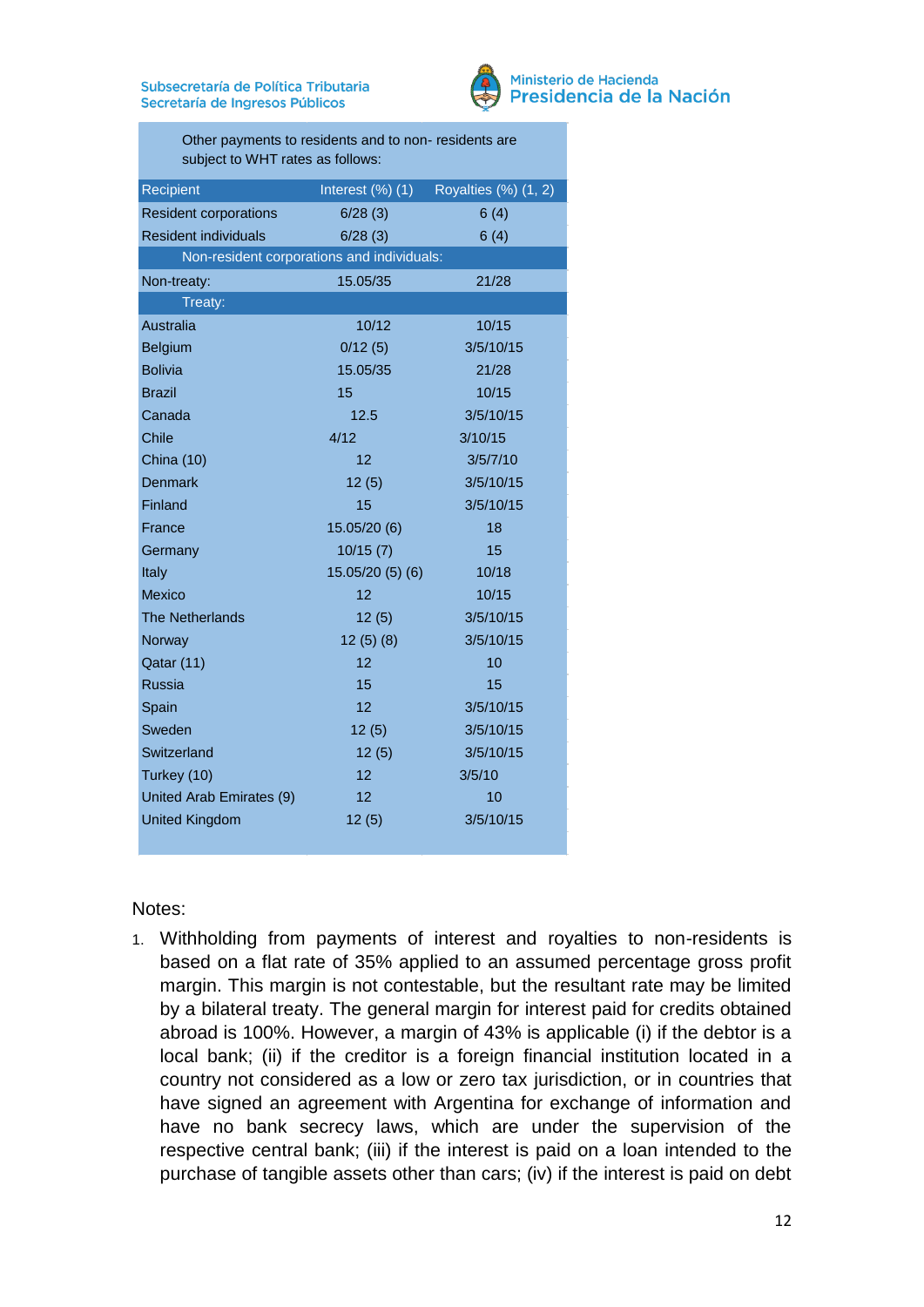Other payments to residents and to non- residents are subject to WHT rates as follows:

| Recipient | Interest (%) (1) | Royalties (%) (1, 2) |
|---|---|---|
| Resident corporations | 6/28 (3) | 6 (4) |
| Resident individuals | 6/28 (3) | 6 (4) |
| Non-resident corporations and individuals: | | |
| Non-treaty: | 15.05/35 | 21/28 |
| Treaty: | | |
| Australia | 10/12 | 10/15 |
| Belgium | 0/12 (5) | 3/5/10/15 |
| Bolivia | 15.05/35 | 21/28 |
| Brazil | 15 | 10/15 |
| Canada | 12.5 | 3/5/10/15 |
| Chile | 4/12 | 3/10/15 |
| China (10) | 12 | 3/5/7/10 |
| Denmark | 12 (5) | 3/5/10/15 |
| Finland | 15 | 3/5/10/15 |
| France | 15.05/20 (6) | 18 |
| Germany | 10/15 (7) | 15 |
| Italy | 15.05/20 (5) (6) | 10/18 |
| Mexico | 12 | 10/15 |
| The Netherlands | 12 (5) | 3/5/10/15 |
| Norway | 12 (5) (8) | 3/5/10/15 |
| Qatar (11) | 12 | 10 |
| Russia | 15 | 15 |
| Spain | 12 | 3/5/10/15 |
| Sweden | 12 (5) | 3/5/10/15 |
| Switzerland | 12 (5) | 3/5/10/15 |
| Turkey (10) | 12 | 3/5/10 |
| United Arab Emirates (9) | 12 | 10 |
| United Kingdom | 12 (5) | 3/5/10/15 |

Notes:

1. Withholding from payments of interest and royalties to non-residents is based on a flat rate of 35% applied to an assumed percentage gross profit margin. This margin is not contestable, but the resultant rate may be limited by a bilateral treaty. The general margin for interest paid for credits obtained abroad is 100%. However, a margin of 43% is applicable (i) if the debtor is a local bank; (ii) if the creditor is a foreign financial institution located in a country not considered as a low or zero tax jurisdiction, or in countries that have signed an agreement with Argentina for exchange of information and have no bank secrecy laws, which are under the supervision of the respective central bank; (iii) if the interest is paid on a loan intended to the purchase of tangible assets other than cars; (iv) if the interest is paid on debt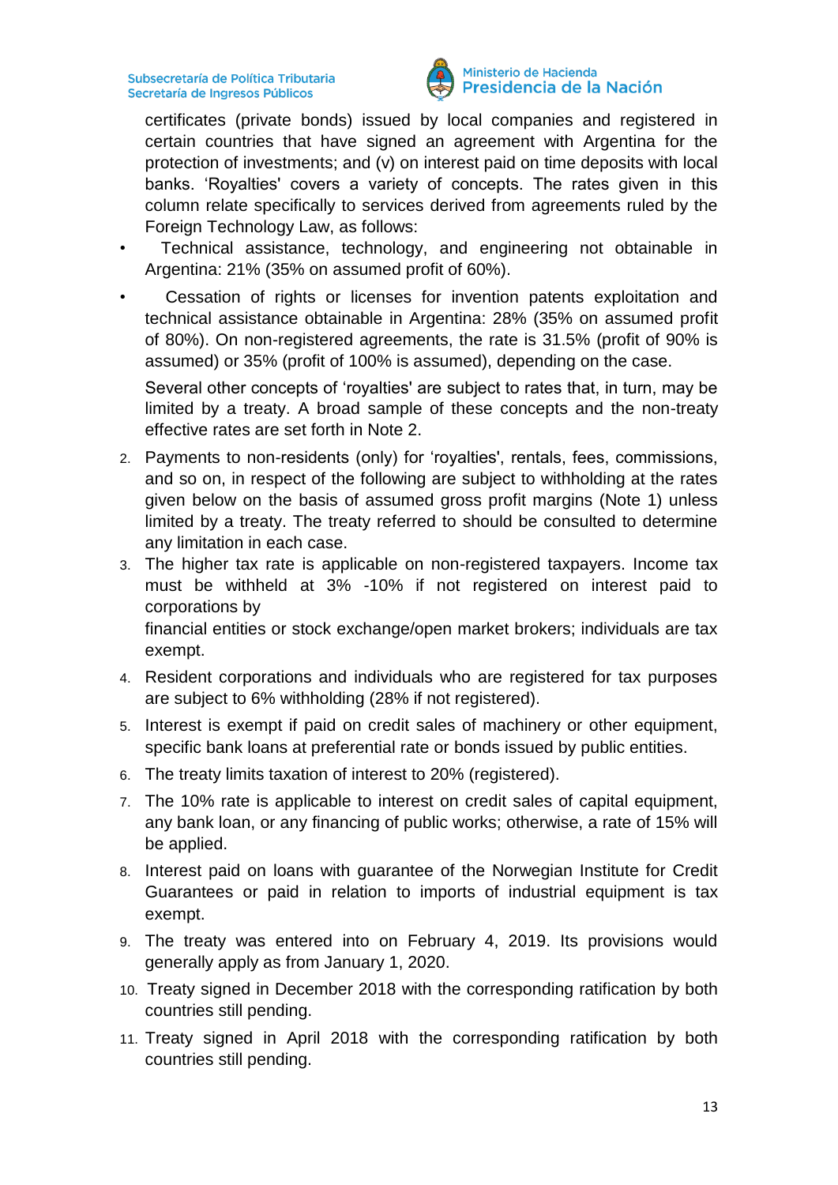certificates (private bonds) issued by local companies and registered in certain countries that have signed an agreement with Argentina for the protection of investments; and (v) on interest paid on time deposits with local banks. 'Royalties' covers a variety of concepts. The rates given in this column relate specifically to services derived from agreements ruled by the Foreign Technology Law, as follows:

- Technical assistance, technology, and engineering not obtainable in Argentina: 21% (35% on assumed profit of 60%).
- Cessation of rights or licenses for invention patents exploitation and technical assistance obtainable in Argentina: 28% (35% on assumed profit of 80%). On non-registered agreements, the rate is 31.5% (profit of 90% is assumed) or 35% (profit of 100% is assumed), depending on the case.

Several other concepts of 'royalties' are subject to rates that, in turn, may be limited by a treaty. A broad sample of these concepts and the non-treaty effective rates are set forth in Note 2.

2. Payments to non-residents (only) for 'royalties', rentals, fees, commissions, and so on, in respect of the following are subject to withholding at the rates given below on the basis of assumed gross profit margins (Note 1) unless limited by a treaty. The treaty referred to should be consulted to determine any limitation in each case.
3. The higher tax rate is applicable on non-registered taxpayers. Income tax must be withheld at 3% -10% if not registered on interest paid to corporations by
financial entities or stock exchange/open market brokers; individuals are tax exempt.
4. Resident corporations and individuals who are registered for tax purposes are subject to 6% withholding (28% if not registered).
5. Interest is exempt if paid on credit sales of machinery or other equipment, specific bank loans at preferential rate or bonds issued by public entities.
6. The treaty limits taxation of interest to 20% (registered).
7. The 10% rate is applicable to interest on credit sales of capital equipment, any bank loan, or any financing of public works; otherwise, a rate of 15% will be applied.
8. Interest paid on loans with guarantee of the Norwegian Institute for Credit Guarantees or paid in relation to imports of industrial equipment is tax exempt.
9. The treaty was entered into on February 4, 2019. Its provisions would generally apply as from January 1, 2020.
10. Treaty signed in December 2018 with the corresponding ratification by both countries still pending.
11. Treaty signed in April 2018 with the corresponding ratification by both countries still pending.